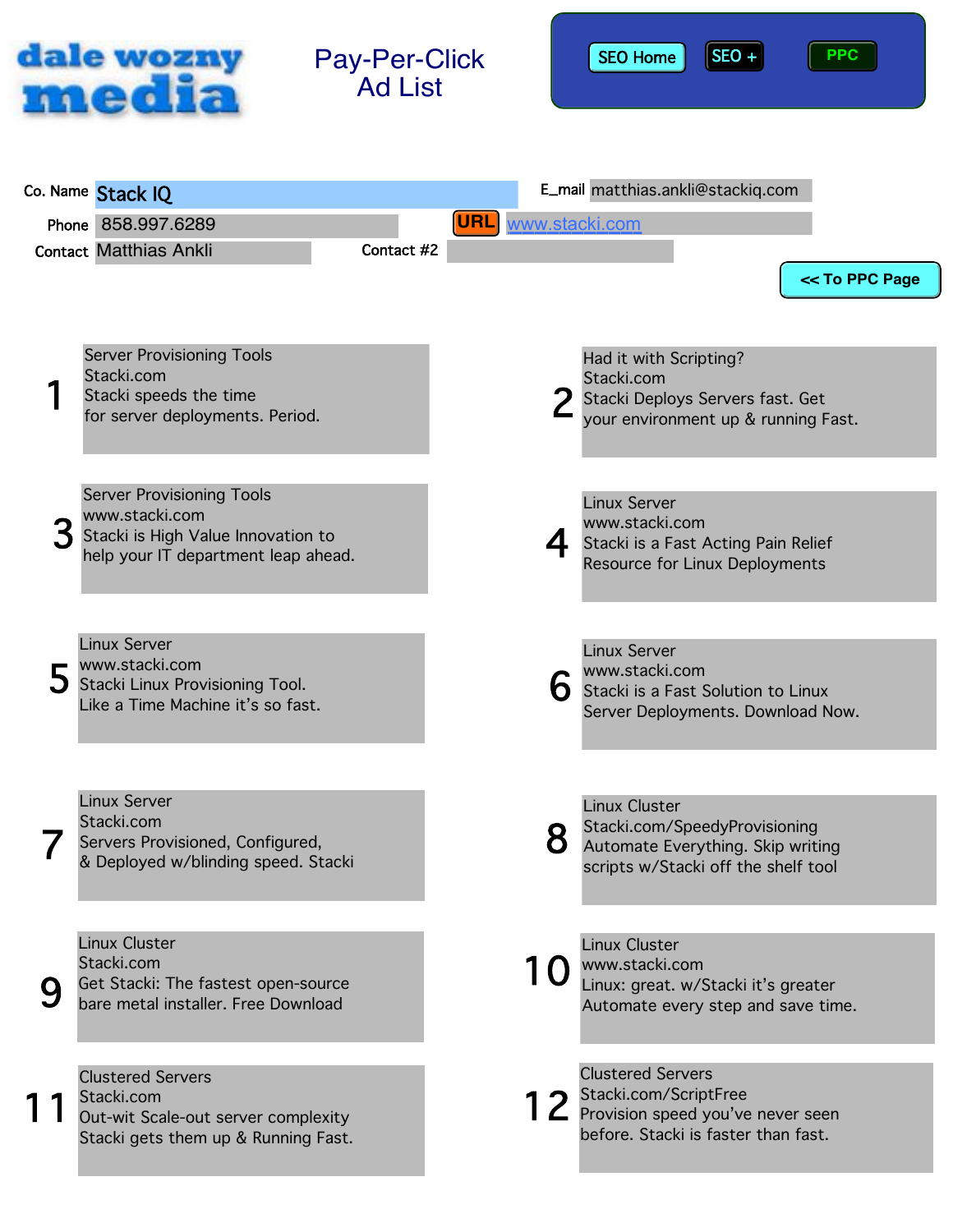dale wozny media

# Pay-Per-Click Ad List

SEO Home | SEO + | PPC

**Co. Name** Stack IQ

**E_mail** matthias.ankli@stackiq.com

**Phone** 858.997.6289

**URL** www.stacki.com

**Contact** Matthias Ankli

**Contact #2**

<< To PPC Page

**1**

Server Provisioning Tools
Stacki.com
Stacki speeds the time
for server deployments. Period.

**2**

Had it with Scripting?
Stacki.com
Stacki Deploys Servers fast. Get
your environment up & running Fast.

**3**

Server Provisioning Tools
www.stacki.com
Stacki is High Value Innovation to
help your IT department leap ahead.

**4**

Linux Server
www.stacki.com
Stacki is a Fast Acting Pain Relief
Resource for Linux Deployments

**5**

Linux Server
www.stacki.com
Stacki Linux Provisioning Tool.
Like a Time Machine it's so fast.

**6**

Linux Server
www.stacki.com
Stacki is a Fast Solution to Linux
Server Deployments. Download Now.

**7**

Linux Server
Stacki.com
Servers Provisioned, Configured,
& Deployed w/blinding speed. Stacki

**8**

Linux Cluster
Stacki.com/SpeedyProvisioning
Automate Everything. Skip writing
scripts w/Stacki off the shelf tool

**9**

Linux Cluster
Stacki.com
Get Stacki: The fastest open-source
bare metal installer. Free Download

**10**

Linux Cluster
www.stacki.com
Linux: great. w/Stacki it's greater
Automate every step and save time.

**11**

Clustered Servers
Stacki.com
Out-wit Scale-out server complexity
Stacki gets them up & Running Fast.

**12**

Clustered Servers
Stacki.com/ScriptFree
Provision speed you've never seen
before. Stacki is faster than fast.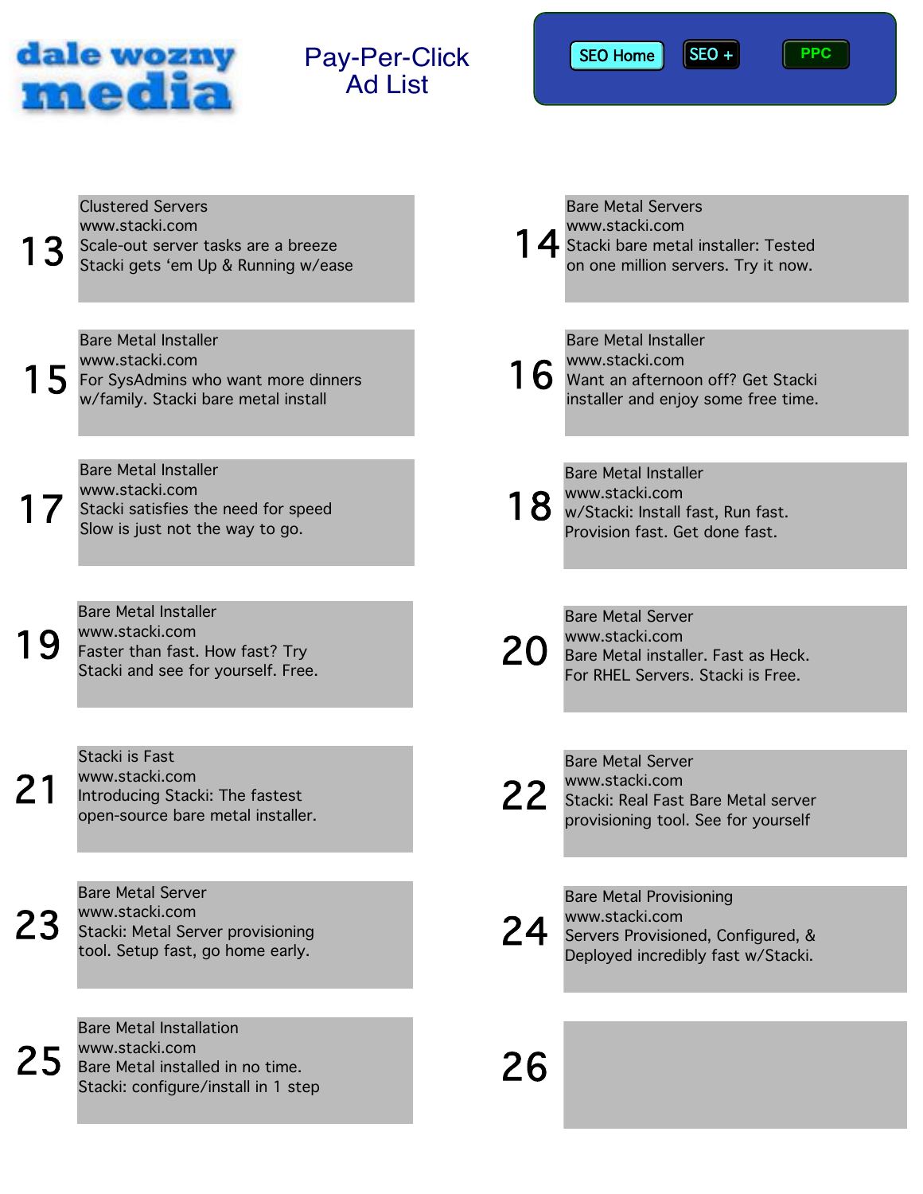dale wozny media

# Pay-Per-Click Ad List

SEO Home | SEO + | PPC

**13**
Clustered Servers
www.stacki.com
Scale-out server tasks are a breeze
Stacki gets 'em Up & Running w/ease

**14**
Bare Metal Servers
www.stacki.com
Stacki bare metal installer: Tested
on one million servers. Try it now.

**15**
Bare Metal Installer
www.stacki.com
For SysAdmins who want more dinners
w/family. Stacki bare metal install

**16**
Bare Metal Installer
www.stacki.com
Want an afternoon off? Get Stacki
installer and enjoy some free time.

**17**
Bare Metal Installer
www.stacki.com
Stacki satisfies the need for speed
Slow is just not the way to go.

**18**
Bare Metal Installer
www.stacki.com
w/Stacki: Install fast, Run fast.
Provision fast. Get done fast.

**19**
Bare Metal Installer
www.stacki.com
Faster than fast. How fast? Try
Stacki and see for yourself. Free.

**20**
Bare Metal Server
www.stacki.com
Bare Metal installer. Fast as Heck.
For RHEL Servers. Stacki is Free.

**21**
Stacki is Fast
www.stacki.com
Introducing Stacki: The fastest
open-source bare metal installer.

**22**
Bare Metal Server
www.stacki.com
Stacki: Real Fast Bare Metal server
provisioning tool. See for yourself

**23**
Bare Metal Server
www.stacki.com
Stacki: Metal Server provisioning
tool. Setup fast, go home early.

**24**
Bare Metal Provisioning
www.stacki.com
Servers Provisioned, Configured, &
Deployed incredibly fast w/Stacki.

**25**
Bare Metal Installation
www.stacki.com
Bare Metal installed in no time.
Stacki: configure/install in 1 step

**26**